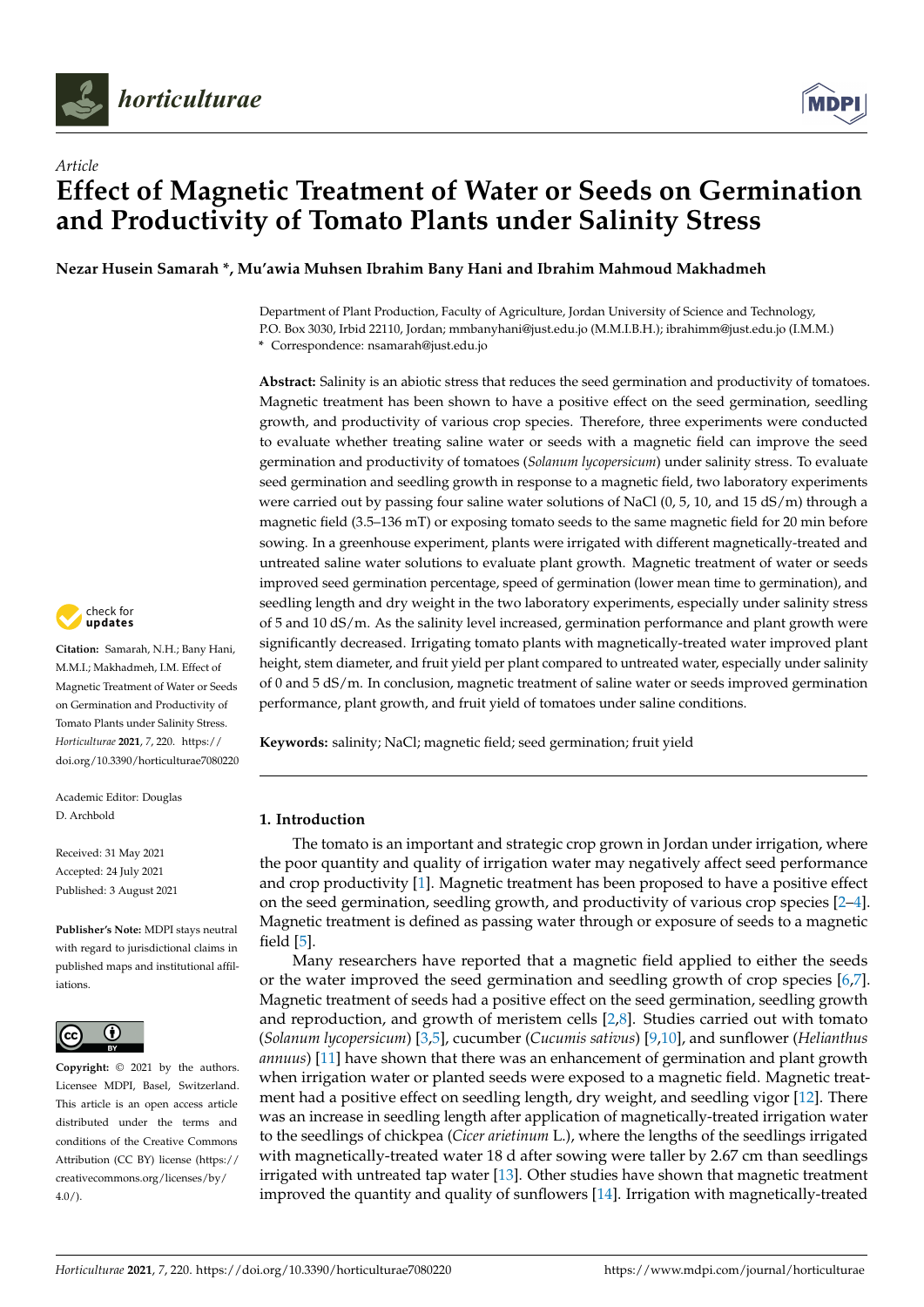*Article*

# Effect of Magnetic Treatment of Water or Seeds on Germination and Productivity of Tomato Plants under Salinity Stress

**Nezar Husein Samarah \*, Mu'awia Muhsen Ibrahim Bany Hani and Ibrahim Mahmoud Makhadmeh**

Department of Plant Production, Faculty of Agriculture, Jordan University of Science and Technology, P.O. Box 3030, Irbid 22110, Jordan; mmbanyhani@just.edu.jo (M.M.I.B.H.); ibrahimm@just.edu.jo (I.M.M.)
\* Correspondence: nsamarah@just.edu.jo

**Abstract:** Salinity is an abiotic stress that reduces the seed germination and productivity of tomatoes. Magnetic treatment has been shown to have a positive effect on the seed germination, seedling growth, and productivity of various crop species. Therefore, three experiments were conducted to evaluate whether treating saline water or seeds with a magnetic field can improve the seed germination and productivity of tomatoes (*Solanum lycopersicum*) under salinity stress. To evaluate seed germination and seedling growth in response to a magnetic field, two laboratory experiments were carried out by passing four saline water solutions of NaCl (0, 5, 10, and 15 dS/m) through a magnetic field (3.5–136 mT) or exposing tomato seeds to the same magnetic field for 20 min before sowing. In a greenhouse experiment, plants were irrigated with different magnetically-treated and untreated saline water solutions to evaluate plant growth. Magnetic treatment of water or seeds improved seed germination percentage, speed of germination (lower mean time to germination), and seedling length and dry weight in the two laboratory experiments, especially under salinity stress of 5 and 10 dS/m. As the salinity level increased, germination performance and plant growth were significantly decreased. Irrigating tomato plants with magnetically-treated water improved plant height, stem diameter, and fruit yield per plant compared to untreated water, especially under salinity of 0 and 5 dS/m. In conclusion, magnetic treatment of saline water or seeds improved germination performance, plant growth, and fruit yield of tomatoes under saline conditions.

**Keywords:** salinity; NaCl; magnetic field; seed germination; fruit yield

**Citation:** Samarah, N.H.; Bany Hani, M.M.I.; Makhadmeh, I.M. Effect of Magnetic Treatment of Water or Seeds on Germination and Productivity of Tomato Plants under Salinity Stress. *Horticulturae* **2021**, *7*, 220. https://doi.org/10.3390/horticulturae7080220

Academic Editor: Douglas D. Archbold

Received: 31 May 2021
Accepted: 24 July 2021
Published: 3 August 2021

**Publisher's Note:** MDPI stays neutral with regard to jurisdictional claims in published maps and institutional affiliations.

**Copyright:** © 2021 by the authors. Licensee MDPI, Basel, Switzerland. This article is an open access article distributed under the terms and conditions of the Creative Commons Attribution (CC BY) license (https://creativecommons.org/licenses/by/4.0/).

## 1. Introduction

The tomato is an important and strategic crop grown in Jordan under irrigation, where the poor quantity and quality of irrigation water may negatively affect seed performance and crop productivity [1]. Magnetic treatment has been proposed to have a positive effect on the seed germination, seedling growth, and productivity of various crop species [2–4]. Magnetic treatment is defined as passing water through or exposure of seeds to a magnetic field [5].

Many researchers have reported that a magnetic field applied to either the seeds or the water improved the seed germination and seedling growth of crop species [6,7]. Magnetic treatment of seeds had a positive effect on the seed germination, seedling growth and reproduction, and growth of meristem cells [2,8]. Studies carried out with tomato (*Solanum lycopersicum*) [3,5], cucumber (*Cucumis sativus*) [9,10], and sunflower (*Helianthus annuus*) [11] have shown that there was an enhancement of germination and plant growth when irrigation water or planted seeds were exposed to a magnetic field. Magnetic treatment had a positive effect on seedling length, dry weight, and seedling vigor [12]. There was an increase in seedling length after application of magnetically-treated irrigation water to the seedlings of chickpea (*Cicer arietinum* L.), where the lengths of the seedlings irrigated with magnetically-treated water 18 d after sowing were taller by 2.67 cm than seedlings irrigated with untreated tap water [13]. Other studies have shown that magnetic treatment improved the quantity and quality of sunflowers [14]. Irrigation with magnetically-treated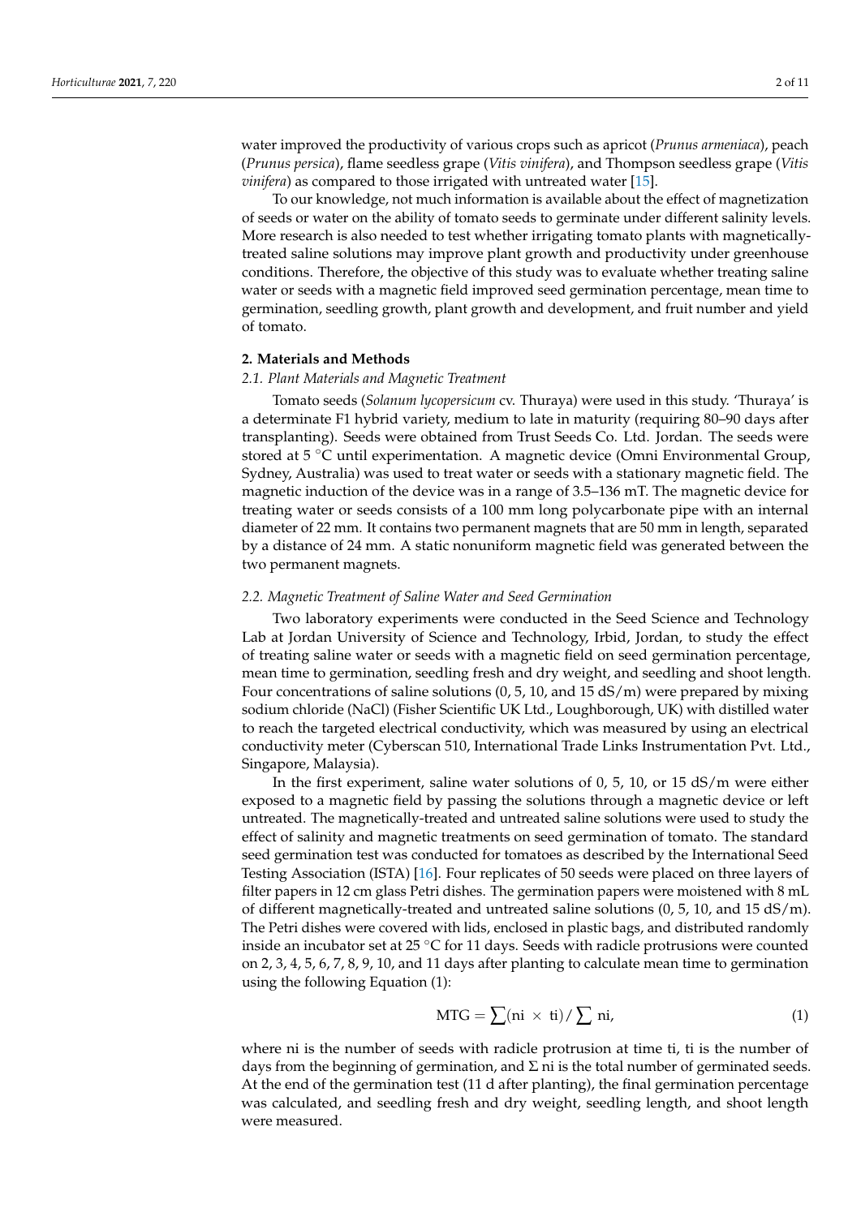water improved the productivity of various crops such as apricot (*Prunus armeniaca*), peach (*Prunus persica*), flame seedless grape (*Vitis vinifera*), and Thompson seedless grape (*Vitis vinifera*) as compared to those irrigated with untreated water [15].

To our knowledge, not much information is available about the effect of magnetization of seeds or water on the ability of tomato seeds to germinate under different salinity levels. More research is also needed to test whether irrigating tomato plants with magnetically-treated saline solutions may improve plant growth and productivity under greenhouse conditions. Therefore, the objective of this study was to evaluate whether treating saline water or seeds with a magnetic field improved seed germination percentage, mean time to germination, seedling growth, plant growth and development, and fruit number and yield of tomato.

## 2. Materials and Methods

### 2.1. Plant Materials and Magnetic Treatment

Tomato seeds (*Solanum lycopersicum* cv. Thuraya) were used in this study. 'Thuraya' is a determinate F1 hybrid variety, medium to late in maturity (requiring 80–90 days after transplanting). Seeds were obtained from Trust Seeds Co. Ltd. Jordan. The seeds were stored at 5 °C until experimentation. A magnetic device (Omni Environmental Group, Sydney, Australia) was used to treat water or seeds with a stationary magnetic field. The magnetic induction of the device was in a range of 3.5–136 mT. The magnetic device for treating water or seeds consists of a 100 mm long polycarbonate pipe with an internal diameter of 22 mm. It contains two permanent magnets that are 50 mm in length, separated by a distance of 24 mm. A static nonuniform magnetic field was generated between the two permanent magnets.

### 2.2. Magnetic Treatment of Saline Water and Seed Germination

Two laboratory experiments were conducted in the Seed Science and Technology Lab at Jordan University of Science and Technology, Irbid, Jordan, to study the effect of treating saline water or seeds with a magnetic field on seed germination percentage, mean time to germination, seedling fresh and dry weight, and seedling and shoot length. Four concentrations of saline solutions (0, 5, 10, and 15 dS/m) were prepared by mixing sodium chloride (NaCl) (Fisher Scientific UK Ltd., Loughborough, UK) with distilled water to reach the targeted electrical conductivity, which was measured by using an electrical conductivity meter (Cyberscan 510, International Trade Links Instrumentation Pvt. Ltd., Singapore, Malaysia).

In the first experiment, saline water solutions of 0, 5, 10, or 15 dS/m were either exposed to a magnetic field by passing the solutions through a magnetic device or left untreated. The magnetically-treated and untreated saline solutions were used to study the effect of salinity and magnetic treatments on seed germination of tomato. The standard seed germination test was conducted for tomatoes as described by the International Seed Testing Association (ISTA) [16]. Four replicates of 50 seeds were placed on three layers of filter papers in 12 cm glass Petri dishes. The germination papers were moistened with 8 mL of different magnetically-treated and untreated saline solutions (0, 5, 10, and 15 dS/m). The Petri dishes were covered with lids, enclosed in plastic bags, and distributed randomly inside an incubator set at 25 °C for 11 days. Seeds with radicle protrusions were counted on 2, 3, 4, 5, 6, 7, 8, 9, 10, and 11 days after planting to calculate mean time to germination using the following Equation (1):

$$\text{MTG} = \sum(\text{ni} \times \text{ti}) / \sum \text{ni}, \tag{1}$$

where ni is the number of seeds with radicle protrusion at time ti, ti is the number of days from the beginning of germination, and Σ ni is the total number of germinated seeds. At the end of the germination test (11 d after planting), the final germination percentage was calculated, and seedling fresh and dry weight, seedling length, and shoot length were measured.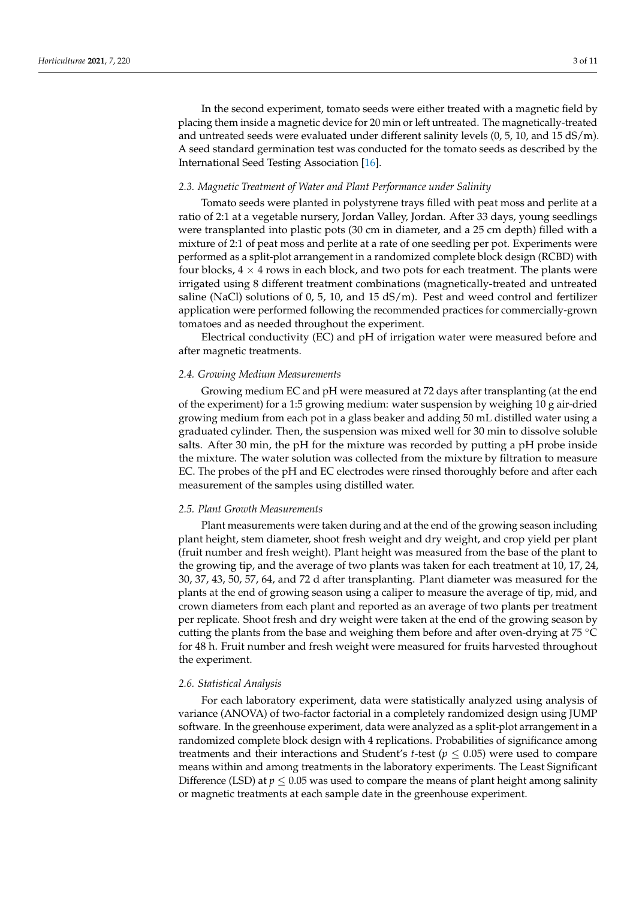In the second experiment, tomato seeds were either treated with a magnetic field by placing them inside a magnetic device for 20 min or left untreated. The magnetically-treated and untreated seeds were evaluated under different salinity levels (0, 5, 10, and 15 dS/m). A seed standard germination test was conducted for the tomato seeds as described by the International Seed Testing Association [16].

### *2.3. Magnetic Treatment of Water and Plant Performance under Salinity*

Tomato seeds were planted in polystyrene trays filled with peat moss and perlite at a ratio of 2:1 at a vegetable nursery, Jordan Valley, Jordan. After 33 days, young seedlings were transplanted into plastic pots (30 cm in diameter, and a 25 cm depth) filled with a mixture of 2:1 of peat moss and perlite at a rate of one seedling per pot. Experiments were performed as a split-plot arrangement in a randomized complete block design (RCBD) with four blocks, $4 \times 4$ rows in each block, and two pots for each treatment. The plants were irrigated using 8 different treatment combinations (magnetically-treated and untreated saline (NaCl) solutions of 0, 5, 10, and 15 dS/m). Pest and weed control and fertilizer application were performed following the recommended practices for commercially-grown tomatoes and as needed throughout the experiment.

Electrical conductivity (EC) and pH of irrigation water were measured before and after magnetic treatments.

### *2.4. Growing Medium Measurements*

Growing medium EC and pH were measured at 72 days after transplanting (at the end of the experiment) for a 1:5 growing medium: water suspension by weighing 10 g air-dried growing medium from each pot in a glass beaker and adding 50 mL distilled water using a graduated cylinder. Then, the suspension was mixed well for 30 min to dissolve soluble salts. After 30 min, the pH for the mixture was recorded by putting a pH probe inside the mixture. The water solution was collected from the mixture by filtration to measure EC. The probes of the pH and EC electrodes were rinsed thoroughly before and after each measurement of the samples using distilled water.

### *2.5. Plant Growth Measurements*

Plant measurements were taken during and at the end of the growing season including plant height, stem diameter, shoot fresh weight and dry weight, and crop yield per plant (fruit number and fresh weight). Plant height was measured from the base of the plant to the growing tip, and the average of two plants was taken for each treatment at 10, 17, 24, 30, 37, 43, 50, 57, 64, and 72 d after transplanting. Plant diameter was measured for the plants at the end of growing season using a caliper to measure the average of tip, mid, and crown diameters from each plant and reported as an average of two plants per treatment per replicate. Shoot fresh and dry weight were taken at the end of the growing season by cutting the plants from the base and weighing them before and after oven-drying at 75 °C for 48 h. Fruit number and fresh weight were measured for fruits harvested throughout the experiment.

### *2.6. Statistical Analysis*

For each laboratory experiment, data were statistically analyzed using analysis of variance (ANOVA) of two-factor factorial in a completely randomized design using JUMP software. In the greenhouse experiment, data were analyzed as a split-plot arrangement in a randomized complete block design with 4 replications. Probabilities of significance among treatments and their interactions and Student's *t*-test ($p \leq 0.05$) were used to compare means within and among treatments in the laboratory experiments. The Least Significant Difference (LSD) at $p \leq 0.05$ was used to compare the means of plant height among salinity or magnetic treatments at each sample date in the greenhouse experiment.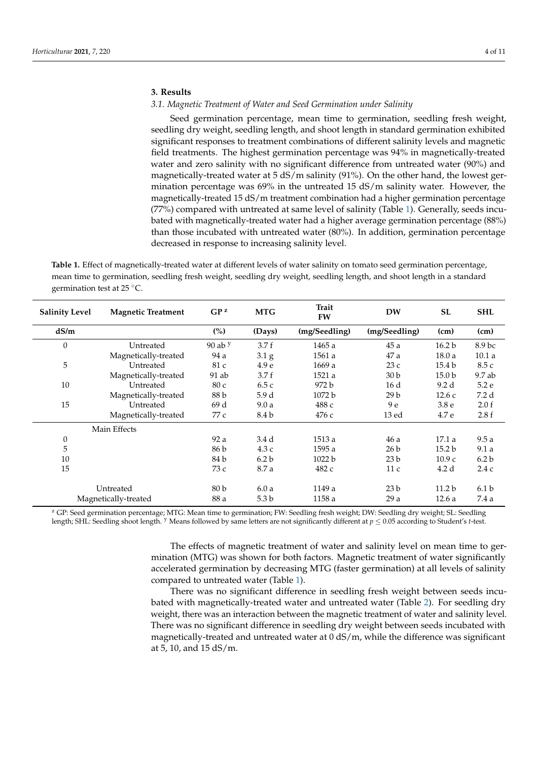## 3. Results

### 3.1. Magnetic Treatment of Water and Seed Germination under Salinity

Seed germination percentage, mean time to germination, seedling fresh weight, seedling dry weight, seedling length, and shoot length in standard germination exhibited significant responses to treatment combinations of different salinity levels and magnetic field treatments. The highest germination percentage was 94% in magnetically-treated water and zero salinity with no significant difference from untreated water (90%) and magnetically-treated water at 5 dS/m salinity (91%). On the other hand, the lowest germination percentage was 69% in the untreated 15 dS/m salinity water. However, the magnetically-treated 15 dS/m treatment combination had a higher germination percentage (77%) compared with untreated at same level of salinity (Table 1). Generally, seeds incubated with magnetically-treated water had a higher average germination percentage (88%) than those incubated with untreated water (80%). In addition, germination percentage decreased in response to increasing salinity level.

**Table 1.** Effect of magnetically-treated water at different levels of water salinity on tomato seed germination percentage, mean time to germination, seedling fresh weight, seedling dry weight, seedling length, and shoot length in a standard germination test at 25 °C.

| Salinity Level | Magnetic Treatment | GP [z] | MTG | Trait FW | DW | SL | SHL |
|---|---|---|---|---|---|---|---|
| dS/m | | (%) | (Days) | (mg/Seedling) | (mg/Seedling) | (cm) | (cm) |
| 0 | Untreated | 90 ab [y] | 3.7 f | 1465 a | 45 a | 16.2 b | 8.9 bc |
| | Magnetically-treated | 94 a | 3.1 g | 1561 a | 47 a | 18.0 a | 10.1 a |
| 5 | Untreated | 81 c | 4.9 e | 1669 a | 23 c | 15.4 b | 8.5 c |
| | Magnetically-treated | 91 ab | 3.7 f | 1521 a | 30 b | 15.0 b | 9.7 ab |
| 10 | Untreated | 80 c | 6.5 c | 972 b | 16 d | 9.2 d | 5.2 e |
| | Magnetically-treated | 88 b | 5.9 d | 1072 b | 29 b | 12.6 c | 7.2 d |
| 15 | Untreated | 69 d | 9.0 a | 488 c | 9 e | 3.8 e | 2.0 f |
| | Magnetically-treated | 77 c | 8.4 b | 476 c | 13 ed | 4.7 e | 2.8 f |
| Main Effects | | | | | | | |
| 0 | | 92 a | 3.4 d | 1513 a | 46 a | 17.1 a | 9.5 a |
| 5 | | 86 b | 4.3 c | 1595 a | 26 b | 15.2 b | 9.1 a |
| 10 | | 84 b | 6.2 b | 1022 b | 23 b | 10.9 c | 6.2 b |
| 15 | | 73 c | 8.7 a | 482 c | 11 c | 4.2 d | 2.4 c |
| Untreated | | 80 b | 6.0 a | 1149 a | 23 b | 11.2 b | 6.1 b |
| Magnetically-treated | | 88 a | 5.3 b | 1158 a | 29 a | 12.6 a | 7.4 a |

[z] GP: Seed germination percentage; MTG: Mean time to germination; FW: Seedling fresh weight; DW: Seedling dry weight; SL: Seedling length; SHL: Seedling shoot length. [y] Means followed by same letters are not significantly different at $p \leq 0.05$ according to Student's *t*-test.

The effects of magnetic treatment of water and salinity level on mean time to germination (MTG) was shown for both factors. Magnetic treatment of water significantly accelerated germination by decreasing MTG (faster germination) at all levels of salinity compared to untreated water (Table 1).

There was no significant difference in seedling fresh weight between seeds incubated with magnetically-treated water and untreated water (Table 2). For seedling dry weight, there was an interaction between the magnetic treatment of water and salinity level. There was no significant difference in seedling dry weight between seeds incubated with magnetically-treated and untreated water at 0 dS/m, while the difference was significant at 5, 10, and 15 dS/m.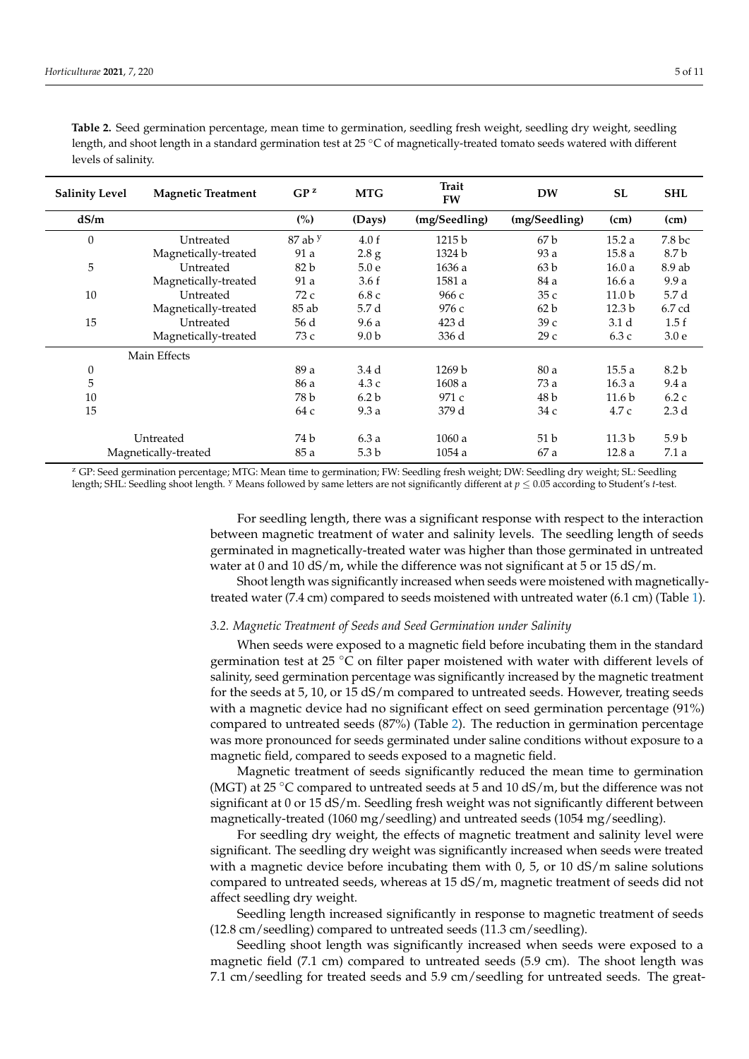**Table 2.** Seed germination percentage, mean time to germination, seedling fresh weight, seedling dry weight, seedling length, and shoot length in a standard germination test at 25 °C of magnetically-treated tomato seeds watered with different levels of salinity.

| Salinity Level | Magnetic Treatment | GP [z] | MTG | Trait FW | DW | SL | SHL |
|---|---|---|---|---|---|---|---|
| dS/m | | (%) | (Days) | (mg/Seedling) | (mg/Seedling) | (cm) | (cm) |
| 0 | Untreated | 87 ab [y] | 4.0 f | 1215 b | 67 b | 15.2 a | 7.8 bc |
| | Magnetically-treated | 91 a | 2.8 g | 1324 b | 93 a | 15.8 a | 8.7 b |
| 5 | Untreated | 82 b | 5.0 e | 1636 a | 63 b | 16.0 a | 8.9 ab |
| | Magnetically-treated | 91 a | 3.6 f | 1581 a | 84 a | 16.6 a | 9.9 a |
| 10 | Untreated | 72 c | 6.8 c | 966 c | 35 c | 11.0 b | 5.7 d |
| | Magnetically-treated | 85 ab | 5.7 d | 976 c | 62 b | 12.3 b | 6.7 cd |
| 15 | Untreated | 56 d | 9.6 a | 423 d | 39 c | 3.1 d | 1.5 f |
| | Magnetically-treated | 73 c | 9.0 b | 336 d | 29 c | 6.3 c | 3.0 e |
| Main Effects | | | | | | | |
| 0 | | 89 a | 3.4 d | 1269 b | 80 a | 15.5 a | 8.2 b |
| 5 | | 86 a | 4.3 c | 1608 a | 73 a | 16.3 a | 9.4 a |
| 10 | | 78 b | 6.2 b | 971 c | 48 b | 11.6 b | 6.2 c |
| 15 | | 64 c | 9.3 a | 379 d | 34 c | 4.7 c | 2.3 d |
| Untreated | | 74 b | 6.3 a | 1060 a | 51 b | 11.3 b | 5.9 b |
| Magnetically-treated | | 85 a | 5.3 b | 1054 a | 67 a | 12.8 a | 7.1 a |

[z] GP: Seed germination percentage; MTG: Mean time to germination; FW: Seedling fresh weight; DW: Seedling dry weight; SL: Seedling length; SHL: Seedling shoot length. [y] Means followed by same letters are not significantly different at $p \leq 0.05$ according to Student's *t*-test.

For seedling length, there was a significant response with respect to the interaction between magnetic treatment of water and salinity levels. The seedling length of seeds germinated in magnetically-treated water was higher than those germinated in untreated water at 0 and 10 dS/m, while the difference was not significant at 5 or 15 dS/m.

Shoot length was significantly increased when seeds were moistened with magnetically-treated water (7.4 cm) compared to seeds moistened with untreated water (6.1 cm) (Table 1).

### 3.2. Magnetic Treatment of Seeds and Seed Germination under Salinity

When seeds were exposed to a magnetic field before incubating them in the standard germination test at 25 °C on filter paper moistened with water with different levels of salinity, seed germination percentage was significantly increased by the magnetic treatment for the seeds at 5, 10, or 15 dS/m compared to untreated seeds. However, treating seeds with a magnetic device had no significant effect on seed germination percentage (91%) compared to untreated seeds (87%) (Table 2). The reduction in germination percentage was more pronounced for seeds germinated under saline conditions without exposure to a magnetic field, compared to seeds exposed to a magnetic field.

Magnetic treatment of seeds significantly reduced the mean time to germination (MGT) at 25 °C compared to untreated seeds at 5 and 10 dS/m, but the difference was not significant at 0 or 15 dS/m. Seedling fresh weight was not significantly different between magnetically-treated (1060 mg/seedling) and untreated seeds (1054 mg/seedling).

For seedling dry weight, the effects of magnetic treatment and salinity level were significant. The seedling dry weight was significantly increased when seeds were treated with a magnetic device before incubating them with 0, 5, or 10 dS/m saline solutions compared to untreated seeds, whereas at 15 dS/m, magnetic treatment of seeds did not affect seedling dry weight.

Seedling length increased significantly in response to magnetic treatment of seeds (12.8 cm/seedling) compared to untreated seeds (11.3 cm/seedling).

Seedling shoot length was significantly increased when seeds were exposed to a magnetic field (7.1 cm) compared to untreated seeds (5.9 cm). The shoot length was 7.1 cm/seedling for treated seeds and 5.9 cm/seedling for untreated seeds. The great-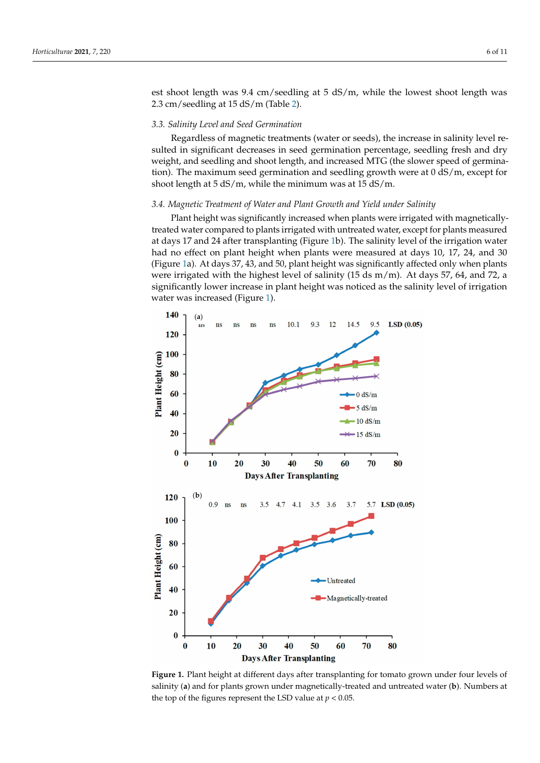est shoot length was 9.4 cm/seedling at 5 dS/m, while the lowest shoot length was 2.3 cm/seedling at 15 dS/m (Table 2).

### 3.3. Salinity Level and Seed Germination

Regardless of magnetic treatments (water or seeds), the increase in salinity level resulted in significant decreases in seed germination percentage, seedling fresh and dry weight, and seedling and shoot length, and increased MTG (the slower speed of germination). The maximum seed germination and seedling growth were at 0 dS/m, except for shoot length at 5 dS/m, while the minimum was at 15 dS/m.

### 3.4. Magnetic Treatment of Water and Plant Growth and Yield under Salinity

Plant height was significantly increased when plants were irrigated with magnetically-treated water compared to plants irrigated with untreated water, except for plants measured at days 17 and 24 after transplanting (Figure 1b). The salinity level of the irrigation water had no effect on plant height when plants were measured at days 10, 17, 24, and 30 (Figure 1a). At days 37, 43, and 50, plant height was significantly affected only when plants were irrigated with the highest level of salinity (15 ds m/m). At days 57, 64, and 72, a significantly lower increase in plant height was noticed as the salinity level of irrigation water was increased (Figure 1).

**Figure 1.** Plant height at different days after transplanting for tomato grown under four levels of salinity (**a**) and for plants grown under magnetically-treated and untreated water (**b**). Numbers at the top of the figures represent the LSD value at $p < 0.05$.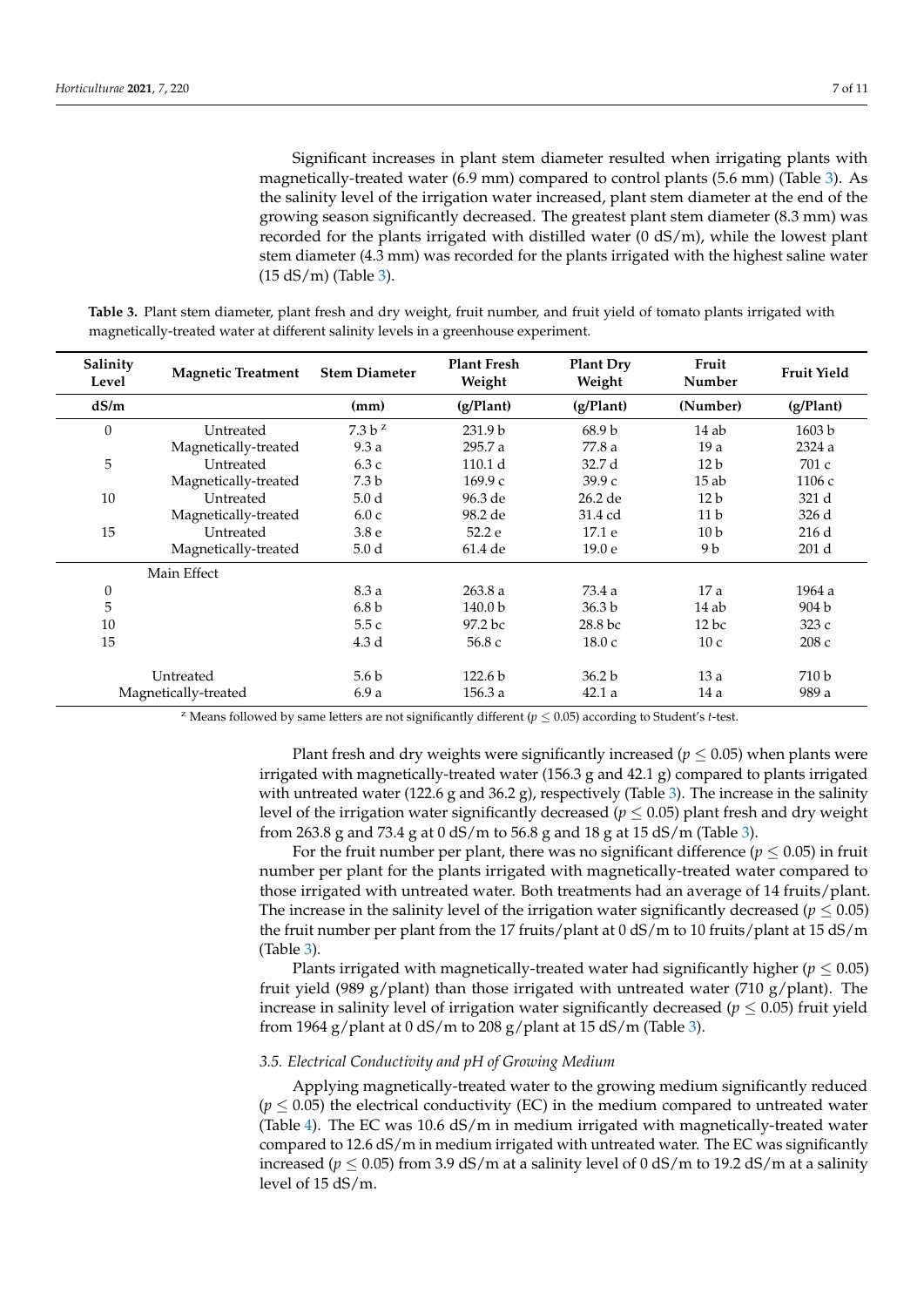Significant increases in plant stem diameter resulted when irrigating plants with magnetically-treated water (6.9 mm) compared to control plants (5.6 mm) (Table 3). As the salinity level of the irrigation water increased, plant stem diameter at the end of the growing season significantly decreased. The greatest plant stem diameter (8.3 mm) was recorded for the plants irrigated with distilled water (0 dS/m), while the lowest plant stem diameter (4.3 mm) was recorded for the plants irrigated with the highest saline water (15 dS/m) (Table 3).

**Table 3.** Plant stem diameter, plant fresh and dry weight, fruit number, and fruit yield of tomato plants irrigated with magnetically-treated water at different salinity levels in a greenhouse experiment.

| Salinity Level | Magnetic Treatment | Stem Diameter | Plant Fresh Weight | Plant Dry Weight | Fruit Number | Fruit Yield |
|---|---|---|---|---|---|---|
| dS/m | | (mm) | (g/Plant) | (g/Plant) | (Number) | (g/Plant) |
| 0 | Untreated | 7.3 b [z] | 231.9 b | 68.9 b | 14 ab | 1603 b |
| | Magnetically-treated | 9.3 a | 295.7 a | 77.8 a | 19 a | 2324 a |
| 5 | Untreated | 6.3 c | 110.1 d | 32.7 d | 12 b | 701 c |
| | Magnetically-treated | 7.3 b | 169.9 c | 39.9 c | 15 ab | 1106 c |
| 10 | Untreated | 5.0 d | 96.3 de | 26.2 de | 12 b | 321 d |
| | Magnetically-treated | 6.0 c | 98.2 de | 31.4 cd | 11 b | 326 d |
| 15 | Untreated | 3.8 e | 52.2 e | 17.1 e | 10 b | 216 d |
| | Magnetically-treated | 5.0 d | 61.4 de | 19.0 e | 9 b | 201 d |
| Main Effect | | | | | | |
| 0 | | 8.3 a | 263.8 a | 73.4 a | 17 a | 1964 a |
| 5 | | 6.8 b | 140.0 b | 36.3 b | 14 ab | 904 b |
| 10 | | 5.5 c | 97.2 bc | 28.8 bc | 12 bc | 323 c |
| 15 | | 4.3 d | 56.8 c | 18.0 c | 10 c | 208 c |
| Untreated | | 5.6 b | 122.6 b | 36.2 b | 13 a | 710 b |
| Magnetically-treated | | 6.9 a | 156.3 a | 42.1 a | 14 a | 989 a |

[z] Means followed by same letters are not significantly different ($p \leq 0.05$) according to Student's *t*-test.

Plant fresh and dry weights were significantly increased ($p \leq 0.05$) when plants were irrigated with magnetically-treated water (156.3 g and 42.1 g) compared to plants irrigated with untreated water (122.6 g and 36.2 g), respectively (Table 3). The increase in the salinity level of the irrigation water significantly decreased ($p \leq 0.05$) plant fresh and dry weight from 263.8 g and 73.4 g at 0 dS/m to 56.8 g and 18 g at 15 dS/m (Table 3).

For the fruit number per plant, there was no significant difference ($p \leq 0.05$) in fruit number per plant for the plants irrigated with magnetically-treated water compared to those irrigated with untreated water. Both treatments had an average of 14 fruits/plant. The increase in the salinity level of the irrigation water significantly decreased ($p \leq 0.05$) the fruit number per plant from the 17 fruits/plant at 0 dS/m to 10 fruits/plant at 15 dS/m (Table 3).

Plants irrigated with magnetically-treated water had significantly higher ($p \leq 0.05$) fruit yield (989 g/plant) than those irrigated with untreated water (710 g/plant). The increase in salinity level of irrigation water significantly decreased ($p \leq 0.05$) fruit yield from 1964 g/plant at 0 dS/m to 208 g/plant at 15 dS/m (Table 3).

### *3.5. Electrical Conductivity and pH of Growing Medium*

Applying magnetically-treated water to the growing medium significantly reduced ($p \leq 0.05$) the electrical conductivity (EC) in the medium compared to untreated water (Table 4). The EC was 10.6 dS/m in medium irrigated with magnetically-treated water compared to 12.6 dS/m in medium irrigated with untreated water. The EC was significantly increased ($p \leq 0.05$) from 3.9 dS/m at a salinity level of 0 dS/m to 19.2 dS/m at a salinity level of 15 dS/m.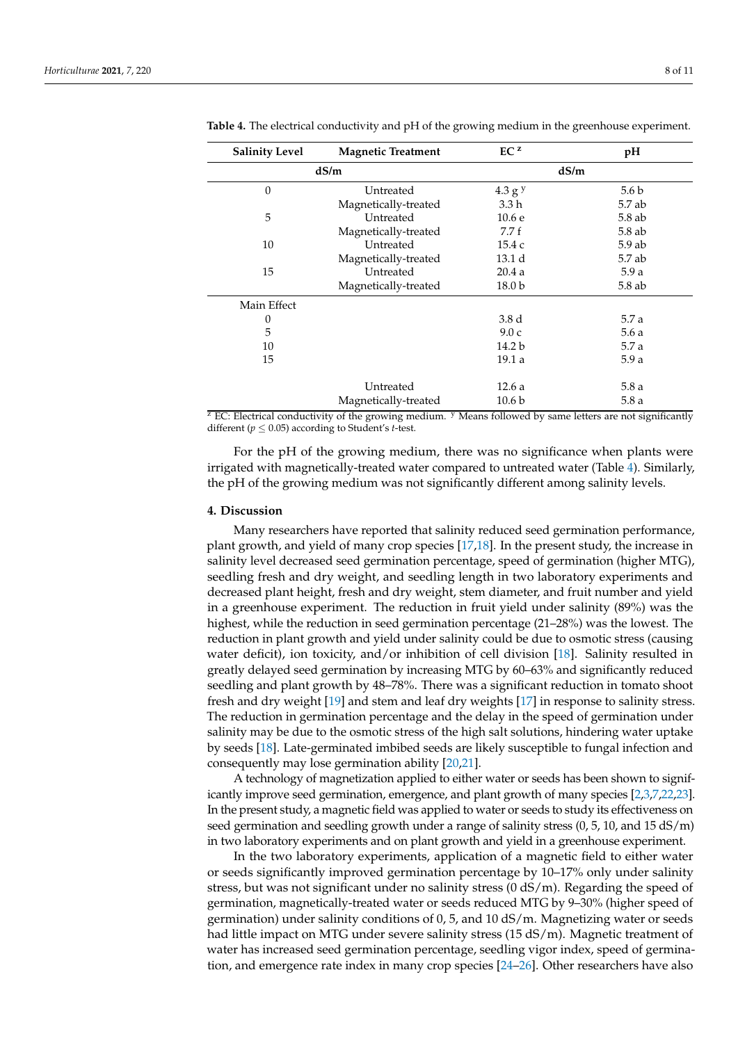**Table 4.** The electrical conductivity and pH of the growing medium in the greenhouse experiment.

| Salinity Level | Magnetic Treatment | EC [z] | pH |
|---|---|---|---|
| dS/m | | dS/m | |
| 0 | Untreated | 4.3 g [y] | 5.6 b |
| | Magnetically-treated | 3.3 h | 5.7 ab |
| 5 | Untreated | 10.6 e | 5.8 ab |
| | Magnetically-treated | 7.7 f | 5.8 ab |
| 10 | Untreated | 15.4 c | 5.9 ab |
| | Magnetically-treated | 13.1 d | 5.7 ab |
| 15 | Untreated | 20.4 a | 5.9 a |
| | Magnetically-treated | 18.0 b | 5.8 ab |
| Main Effect | | | |
| 0 | | 3.8 d | 5.7 a |
| 5 | | 9.0 c | 5.6 a |
| 10 | | 14.2 b | 5.7 a |
| 15 | | 19.1 a | 5.9 a |
| | Untreated | 12.6 a | 5.8 a |
| | Magnetically-treated | 10.6 b | 5.8 a |

[z] EC: Electrical conductivity of the growing medium. [y] Means followed by same letters are not significantly different ($p \leq 0.05$) according to Student's *t*-test.

For the pH of the growing medium, there was no significance when plants were irrigated with magnetically-treated water compared to untreated water (Table 4). Similarly, the pH of the growing medium was not significantly different among salinity levels.

## 4. Discussion

Many researchers have reported that salinity reduced seed germination performance, plant growth, and yield of many crop species [17,18]. In the present study, the increase in salinity level decreased seed germination percentage, speed of germination (higher MTG), seedling fresh and dry weight, and seedling length in two laboratory experiments and decreased plant height, fresh and dry weight, stem diameter, and fruit number and yield in a greenhouse experiment. The reduction in fruit yield under salinity (89%) was the highest, while the reduction in seed germination percentage (21–28%) was the lowest. The reduction in plant growth and yield under salinity could be due to osmotic stress (causing water deficit), ion toxicity, and/or inhibition of cell division [18]. Salinity resulted in greatly delayed seed germination by increasing MTG by 60–63% and significantly reduced seedling and plant growth by 48–78%. There was a significant reduction in tomato shoot fresh and dry weight [19] and stem and leaf dry weights [17] in response to salinity stress. The reduction in germination percentage and the delay in the speed of germination under salinity may be due to the osmotic stress of the high salt solutions, hindering water uptake by seeds [18]. Late-germinated imbibed seeds are likely susceptible to fungal infection and consequently may lose germination ability [20,21].

A technology of magnetization applied to either water or seeds has been shown to significantly improve seed germination, emergence, and plant growth of many species [2,3,7,22,23]. In the present study, a magnetic field was applied to water or seeds to study its effectiveness on seed germination and seedling growth under a range of salinity stress (0, 5, 10, and 15 dS/m) in two laboratory experiments and on plant growth and yield in a greenhouse experiment.

In the two laboratory experiments, application of a magnetic field to either water or seeds significantly improved germination percentage by 10–17% only under salinity stress, but was not significant under no salinity stress (0 dS/m). Regarding the speed of germination, magnetically-treated water or seeds reduced MTG by 9–30% (higher speed of germination) under salinity conditions of 0, 5, and 10 dS/m. Magnetizing water or seeds had little impact on MTG under severe salinity stress (15 dS/m). Magnetic treatment of water has increased seed germination percentage, seedling vigor index, speed of germination, and emergence rate index in many crop species [24–26]. Other researchers have also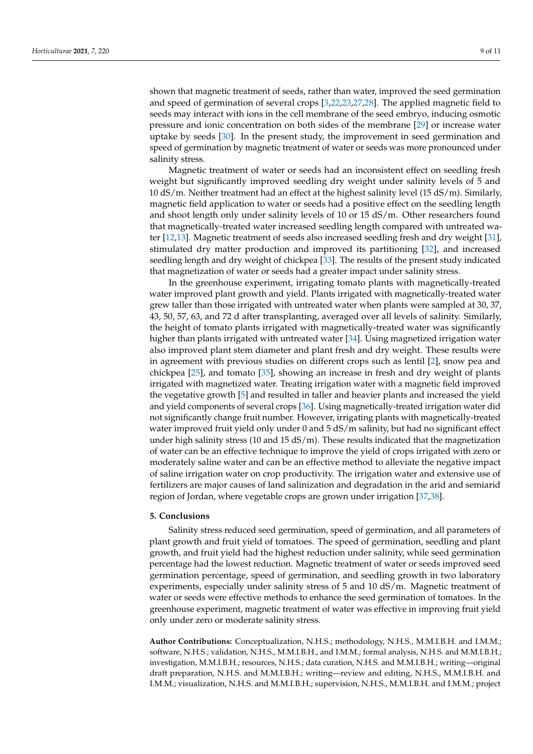shown that magnetic treatment of seeds, rather than water, improved the seed germination and speed of germination of several crops [3,22,23,27,28]. The applied magnetic field to seeds may interact with ions in the cell membrane of the seed embryo, inducing osmotic pressure and ionic concentration on both sides of the membrane [29] or increase water uptake by seeds [30]. In the present study, the improvement in seed germination and speed of germination by magnetic treatment of water or seeds was more pronounced under salinity stress.

Magnetic treatment of water or seeds had an inconsistent effect on seedling fresh weight but significantly improved seedling dry weight under salinity levels of 5 and 10 dS/m. Neither treatment had an effect at the highest salinity level (15 dS/m). Similarly, magnetic field application to water or seeds had a positive effect on the seedling length and shoot length only under salinity levels of 10 or 15 dS/m. Other researchers found that magnetically-treated water increased seedling length compared with untreated water [12,13]. Magnetic treatment of seeds also increased seedling fresh and dry weight [31], stimulated dry matter production and improved its partitioning [32], and increased seedling length and dry weight of chickpea [33]. The results of the present study indicated that magnetization of water or seeds had a greater impact under salinity stress.

In the greenhouse experiment, irrigating tomato plants with magnetically-treated water improved plant growth and yield. Plants irrigated with magnetically-treated water grew taller than those irrigated with untreated water when plants were sampled at 30, 37, 43, 50, 57, 63, and 72 d after transplanting, averaged over all levels of salinity. Similarly, the height of tomato plants irrigated with magnetically-treated water was significantly higher than plants irrigated with untreated water [34]. Using magnetized irrigation water also improved plant stem diameter and plant fresh and dry weight. These results were in agreement with previous studies on different crops such as lentil [2], snow pea and chickpea [25], and tomato [35], showing an increase in fresh and dry weight of plants irrigated with magnetized water. Treating irrigation water with a magnetic field improved the vegetative growth [5] and resulted in taller and heavier plants and increased the yield and yield components of several crops [36]. Using magnetically-treated irrigation water did not significantly change fruit number. However, irrigating plants with magnetically-treated water improved fruit yield only under 0 and 5 dS/m salinity, but had no significant effect under high salinity stress (10 and 15 dS/m). These results indicated that the magnetization of water can be an effective technique to improve the yield of crops irrigated with zero or moderately saline water and can be an effective method to alleviate the negative impact of saline irrigation water on crop productivity. The irrigation water and extensive use of fertilizers are major causes of land salinization and degradation in the arid and semiarid region of Jordan, where vegetable crops are grown under irrigation [37,38].

## 5. Conclusions

Salinity stress reduced seed germination, speed of germination, and all parameters of plant growth and fruit yield of tomatoes. The speed of germination, seedling and plant growth, and fruit yield had the highest reduction under salinity, while seed germination percentage had the lowest reduction. Magnetic treatment of water or seeds improved seed germination percentage, speed of germination, and seedling growth in two laboratory experiments, especially under salinity stress of 5 and 10 dS/m. Magnetic treatment of water or seeds were effective methods to enhance the seed germination of tomatoes. In the greenhouse experiment, magnetic treatment of water was effective in improving fruit yield only under zero or moderate salinity stress.

**Author Contributions:** Conceptualization, N.H.S.; methodology, N.H.S., M.M.I.B.H. and I.M.M.; software, N.H.S.; validation, N.H.S., M.M.I.B.H., and I.M.M.; formal analysis, N.H.S. and M.M.I.B.H.; investigation, M.M.I.B.H.; resources, N.H.S.; data curation, N.H.S. and M.M.I.B.H.; writing—original draft preparation, N.H.S. and M.M.I.B.H.; writing—review and editing, N.H.S., M.M.I.B.H. and I.M.M.; visualization, N.H.S. and M.M.I.B.H.; supervision, N.H.S., M.M.I.B.H. and I.M.M.; project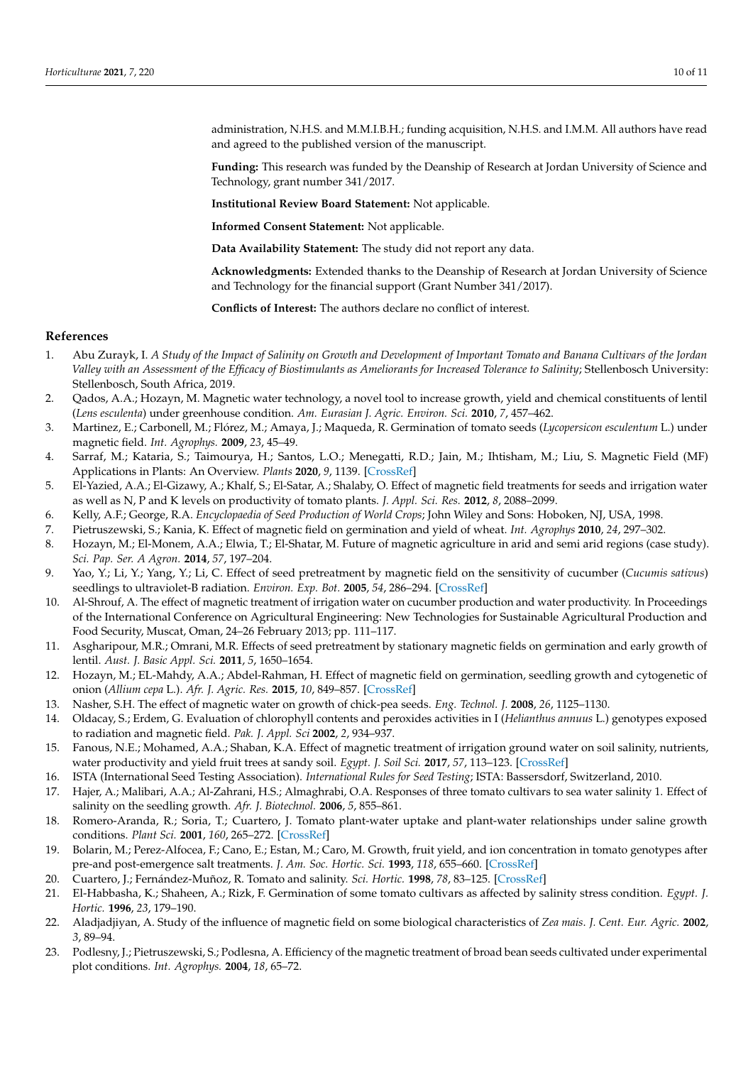administration, N.H.S. and M.M.I.B.H.; funding acquisition, N.H.S. and I.M.M. All authors have read and agreed to the published version of the manuscript.

**Funding:** This research was funded by the Deanship of Research at Jordan University of Science and Technology, grant number 341/2017.

**Institutional Review Board Statement:** Not applicable.

**Informed Consent Statement:** Not applicable.

**Data Availability Statement:** The study did not report any data.

**Acknowledgments:** Extended thanks to the Deanship of Research at Jordan University of Science and Technology for the financial support (Grant Number 341/2017).

**Conflicts of Interest:** The authors declare no conflict of interest.

## References

1. Abu Zurayk, I. *A Study of the Impact of Salinity on Growth and Development of Important Tomato and Banana Cultivars of the Jordan Valley with an Assessment of the Efficacy of Biostimulants as Ameliorants for Increased Tolerance to Salinity*; Stellenbosch University: Stellenbosch, South Africa, 2019.
2. Qados, A.A.; Hozayn, M. Magnetic water technology, a novel tool to increase growth, yield and chemical constituents of lentil (*Lens esculenta*) under greenhouse condition. *Am. Eurasian J. Agric. Environ. Sci.* **2010**, *7*, 457–462.
3. Martinez, E.; Carbonell, M.; Flórez, M.; Amaya, J.; Maqueda, R. Germination of tomato seeds (*Lycopersicon esculentum* L.) under magnetic field. *Int. Agrophys.* **2009**, *23*, 45–49.
4. Sarraf, M.; Kataria, S.; Taimourya, H.; Santos, L.O.; Menegatti, R.D.; Jain, M.; Ihtisham, M.; Liu, S. Magnetic Field (MF) Applications in Plants: An Overview. *Plants* **2020**, *9*, 1139. [CrossRef]
5. El-Yazied, A.A.; El-Gizawy, A.; Khalf, S.; El-Satar, A.; Shalaby, O. Effect of magnetic field treatments for seeds and irrigation water as well as N, P and K levels on productivity of tomato plants. *J. Appl. Sci. Res.* **2012**, *8*, 2088–2099.
6. Kelly, A.F.; George, R.A. *Encyclopaedia of Seed Production of World Crops*; John Wiley and Sons: Hoboken, NJ, USA, 1998.
7. Pietruszewski, S.; Kania, K. Effect of magnetic field on germination and yield of wheat. *Int. Agrophys* **2010**, *24*, 297–302.
8. Hozayn, M.; El-Monem, A.A.; Elwia, T.; El-Shatar, M. Future of magnetic agriculture in arid and semi arid regions (case study). *Sci. Pap. Ser. A Agron.* **2014**, *57*, 197–204.
9. Yao, Y.; Li, Y.; Yang, Y.; Li, C. Effect of seed pretreatment by magnetic field on the sensitivity of cucumber (*Cucumis sativus*) seedlings to ultraviolet-B radiation. *Environ. Exp. Bot.* **2005**, *54*, 286–294. [CrossRef]
10. Al-Shrouf, A. The effect of magnetic treatment of irrigation water on cucumber production and water productivity. In Proceedings of the International Conference on Agricultural Engineering: New Technologies for Sustainable Agricultural Production and Food Security, Muscat, Oman, 24–26 February 2013; pp. 111–117.
11. Asgharipour, M.R.; Omrani, M.R. Effects of seed pretreatment by stationary magnetic fields on germination and early growth of lentil. *Aust. J. Basic Appl. Sci.* **2011**, *5*, 1650–1654.
12. Hozayn, M.; EL-Mahdy, A.A.; Abdel-Rahman, H. Effect of magnetic field on germination, seedling growth and cytogenetic of onion (*Allium cepa* L.). *Afr. J. Agric. Res.* **2015**, *10*, 849–857. [CrossRef]
13. Nasher, S.H. The effect of magnetic water on growth of chick-pea seeds. *Eng. Technol. J.* **2008**, *26*, 1125–1130.
14. Oldacay, S.; Erdem, G. Evaluation of chlorophyll contents and peroxides activities in I (*Helianthus annuus* L.) genotypes exposed to radiation and magnetic field. *Pak. J. Appl. Sci* **2002**, *2*, 934–937.
15. Fanous, N.E.; Mohamed, A.A.; Shaban, K.A. Effect of magnetic treatment of irrigation ground water on soil salinity, nutrients, water productivity and yield fruit trees at sandy soil. *Egypt. J. Soil Sci.* **2017**, *57*, 113–123. [CrossRef]
16. ISTA (International Seed Testing Association). *International Rules for Seed Testing*; ISTA: Bassersdorf, Switzerland, 2010.
17. Hajer, A.; Malibari, A.A.; Al-Zahrani, H.S.; Almaghrabi, O.A. Responses of three tomato cultivars to sea water salinity 1. Effect of salinity on the seedling growth. *Afr. J. Biotechnol.* **2006**, *5*, 855–861.
18. Romero-Aranda, R.; Soria, T.; Cuartero, J. Tomato plant-water uptake and plant-water relationships under saline growth conditions. *Plant Sci.* **2001**, *160*, 265–272. [CrossRef]
19. Bolarin, M.; Perez-Alfocea, F.; Cano, E.; Estan, M.; Caro, M. Growth, fruit yield, and ion concentration in tomato genotypes after pre-and post-emergence salt treatments. *J. Am. Soc. Hortic. Sci.* **1993**, *118*, 655–660. [CrossRef]
20. Cuartero, J.; Fernández-Muñoz, R. Tomato and salinity. *Sci. Hortic.* **1998**, *78*, 83–125. [CrossRef]
21. El-Habbasha, K.; Shaheen, A.; Rizk, F. Germination of some tomato cultivars as affected by salinity stress condition. *Egypt. J. Hortic.* **1996**, *23*, 179–190.
22. Aladjadjiyan, A. Study of the influence of magnetic field on some biological characteristics of *Zea mais*. *J. Cent. Eur. Agric.* **2002**, *3*, 89–94.
23. Podlesny, J.; Pietruszewski, S.; Podlesna, A. Efficiency of the magnetic treatment of broad bean seeds cultivated under experimental plot conditions. *Int. Agrophys.* **2004**, *18*, 65–72.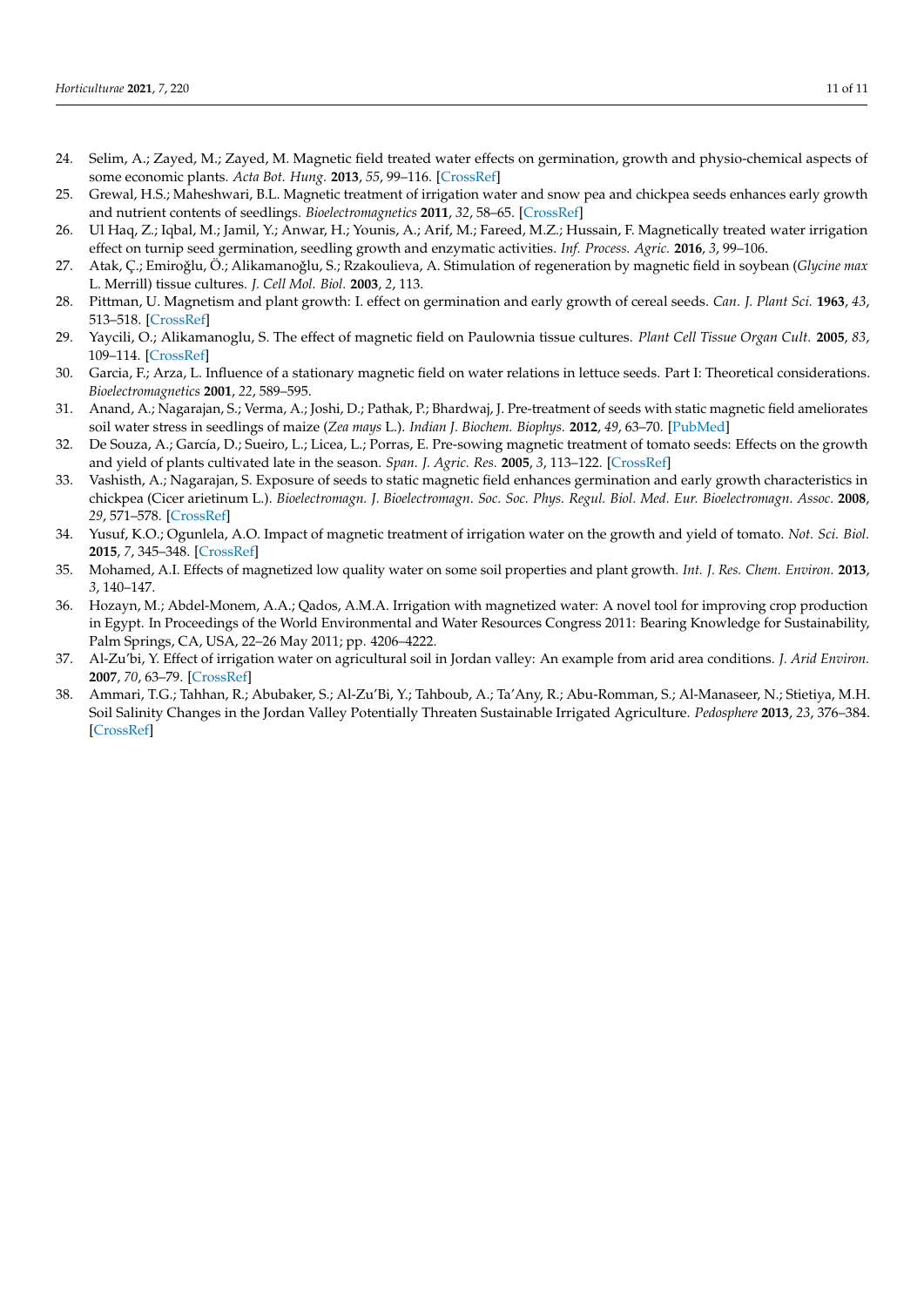24. Selim, A.; Zayed, M.; Zayed, M. Magnetic field treated water effects on germination, growth and physio-chemical aspects of some economic plants. *Acta Bot. Hung.* **2013**, *55*, 99–116. [CrossRef]
25. Grewal, H.S.; Maheshwari, B.L. Magnetic treatment of irrigation water and snow pea and chickpea seeds enhances early growth and nutrient contents of seedlings. *Bioelectromagnetics* **2011**, *32*, 58–65. [CrossRef]
26. Ul Haq, Z.; Iqbal, M.; Jamil, Y.; Anwar, H.; Younis, A.; Arif, M.; Fareed, M.Z.; Hussain, F. Magnetically treated water irrigation effect on turnip seed germination, seedling growth and enzymatic activities. *Inf. Process. Agric.* **2016**, *3*, 99–106.
27. Atak, Ç.; Emiroğlu, Ö.; Alikamanoğlu, S.; Rzakoulieva, A. Stimulation of regeneration by magnetic field in soybean (*Glycine max* L. Merrill) tissue cultures. *J. Cell Mol. Biol.* **2003**, *2*, 113.
28. Pittman, U. Magnetism and plant growth: I. effect on germination and early growth of cereal seeds. *Can. J. Plant Sci.* **1963**, *43*, 513–518. [CrossRef]
29. Yaycili, O.; Alikamanoglu, S. The effect of magnetic field on Paulownia tissue cultures. *Plant Cell Tissue Organ Cult.* **2005**, *83*, 109–114. [CrossRef]
30. Garcia, F.; Arza, L. Influence of a stationary magnetic field on water relations in lettuce seeds. Part I: Theoretical considerations. *Bioelectromagnetics* **2001**, *22*, 589–595.
31. Anand, A.; Nagarajan, S.; Verma, A.; Joshi, D.; Pathak, P.; Bhardwaj, J. Pre-treatment of seeds with static magnetic field ameliorates soil water stress in seedlings of maize (*Zea mays* L.). *Indian J. Biochem. Biophys.* **2012**, *49*, 63–70. [PubMed]
32. De Souza, A.; García, D.; Sueiro, L.; Licea, L.; Porras, E. Pre-sowing magnetic treatment of tomato seeds: Effects on the growth and yield of plants cultivated late in the season. *Span. J. Agric. Res.* **2005**, *3*, 113–122. [CrossRef]
33. Vashisth, A.; Nagarajan, S. Exposure of seeds to static magnetic field enhances germination and early growth characteristics in chickpea (Cicer arietinum L.). *Bioelectromagn. J. Bioelectromagn. Soc. Soc. Phys. Regul. Biol. Med. Eur. Bioelectromagn. Assoc.* **2008**, *29*, 571–578. [CrossRef]
34. Yusuf, K.O.; Ogunlela, A.O. Impact of magnetic treatment of irrigation water on the growth and yield of tomato. *Not. Sci. Biol.* **2015**, *7*, 345–348. [CrossRef]
35. Mohamed, A.I. Effects of magnetized low quality water on some soil properties and plant growth. *Int. J. Res. Chem. Environ.* **2013**, *3*, 140–147.
36. Hozayn, M.; Abdel-Monem, A.A.; Qados, A.M.A. Irrigation with magnetized water: A novel tool for improving crop production in Egypt. In Proceedings of the World Environmental and Water Resources Congress 2011: Bearing Knowledge for Sustainability, Palm Springs, CA, USA, 22–26 May 2011; pp. 4206–4222.
37. Al-Zu'bi, Y. Effect of irrigation water on agricultural soil in Jordan valley: An example from arid area conditions. *J. Arid Environ.* **2007**, *70*, 63–79. [CrossRef]
38. Ammari, T.G.; Tahhan, R.; Abubaker, S.; Al-Zu'Bi, Y.; Tahboub, A.; Ta'Any, R.; Abu-Romman, S.; Al-Manaseer, N.; Stietiya, M.H. Soil Salinity Changes in the Jordan Valley Potentially Threaten Sustainable Irrigated Agriculture. *Pedosphere* **2013**, *23*, 376–384. [CrossRef]